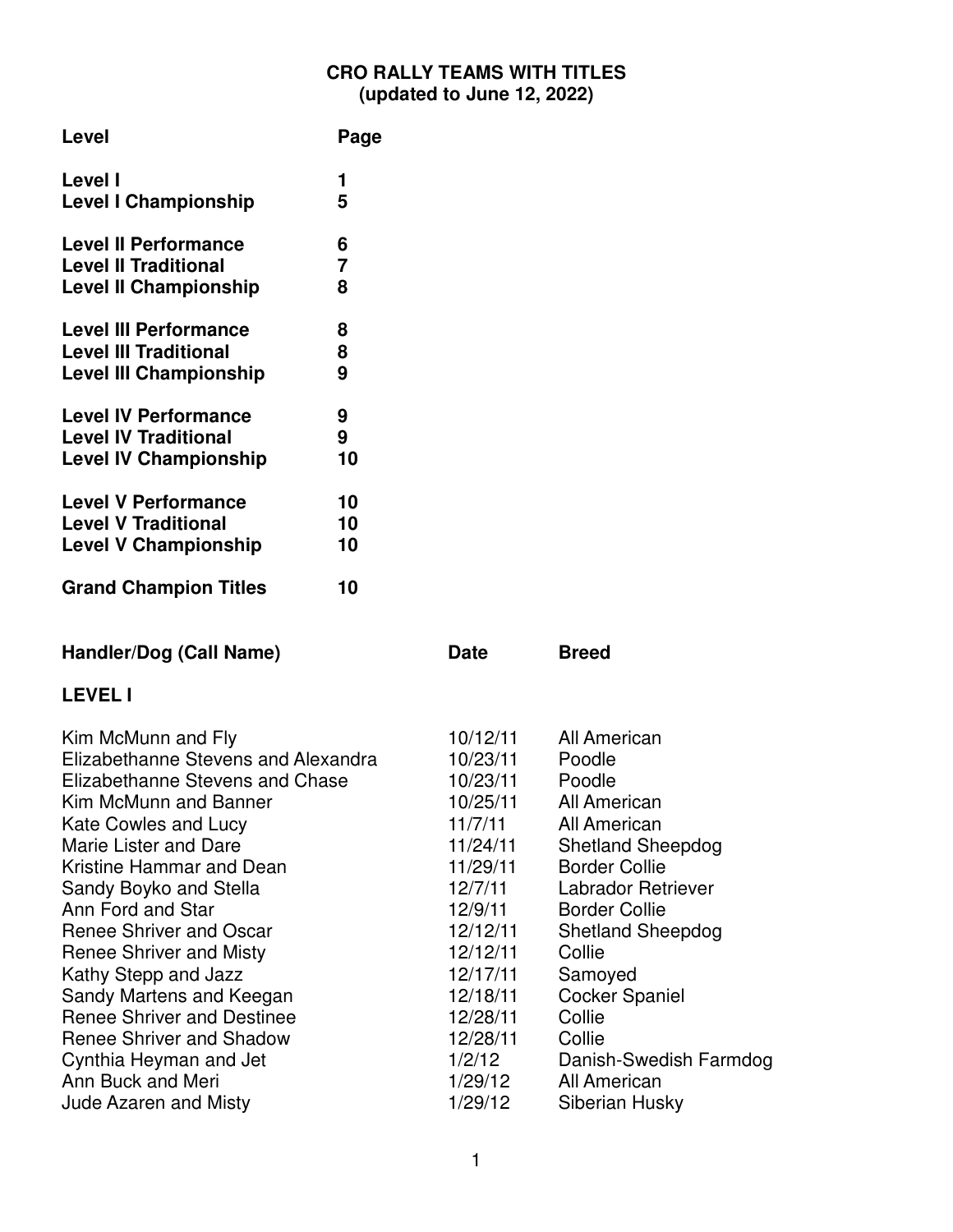# CRO RALLY TEAMS WITH TITLES
## (updated to June 12, 2022)

| Level | Page |
|---|---|
| **Level I** | **1** |
| **Level I Championship** | **5** |
| **Level II Performance** | **6** |
| **Level II Traditional** | **7** |
| **Level II Championship** | **8** |
| **Level III Performance** | **8** |
| **Level III Traditional** | **8** |
| **Level III Championship** | **9** |
| **Level IV Performance** | **9** |
| **Level IV Traditional** | **9** |
| **Level IV Championship** | **10** |
| **Level V Performance** | **10** |
| **Level V Traditional** | **10** |
| **Level V Championship** | **10** |
| **Grand Champion Titles** | **10** |

| Handler/Dog (Call Name) | Date | Breed |
|---|---|---|
| **LEVEL I** | | |
| Kim McMunn and Fly | 10/12/11 | All American |
| Elizabethanne Stevens and Alexandra | 10/23/11 | Poodle |
| Elizabethanne Stevens and Chase | 10/23/11 | Poodle |
| Kim McMunn and Banner | 10/25/11 | All American |
| Kate Cowles and Lucy | 11/7/11 | All American |
| Marie Lister and Dare | 11/24/11 | Shetland Sheepdog |
| Kristine Hammar and Dean | 11/29/11 | Border Collie |
| Sandy Boyko and Stella | 12/7/11 | Labrador Retriever |
| Ann Ford and Star | 12/9/11 | Border Collie |
| Renee Shriver and Oscar | 12/12/11 | Shetland Sheepdog |
| Renee Shriver and Misty | 12/12/11 | Collie |
| Kathy Stepp and Jazz | 12/17/11 | Samoyed |
| Sandy Martens and Keegan | 12/18/11 | Cocker Spaniel |
| Renee Shriver and Destinee | 12/28/11 | Collie |
| Renee Shriver and Shadow | 12/28/11 | Collie |
| Cynthia Heyman and Jet | 1/2/12 | Danish-Swedish Farmdog |
| Ann Buck and Meri | 1/29/12 | All American |
| Jude Azaren and Misty | 1/29/12 | Siberian Husky |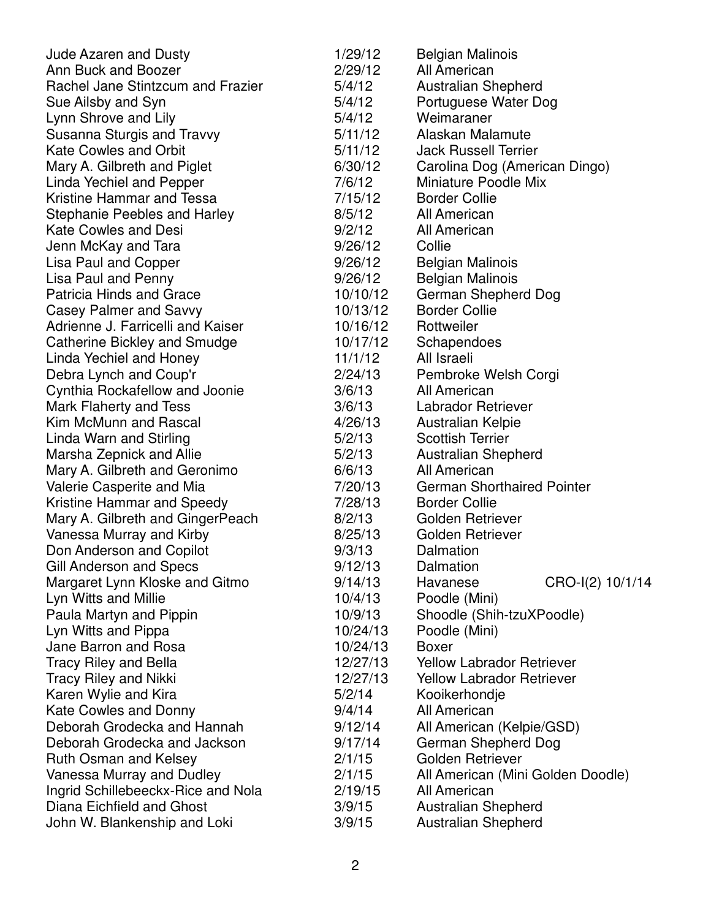| | | | |
|---|---|---|---|
| Jude Azaren and Dusty | 1/29/12 | Belgian Malinois | |
| Ann Buck and Boozer | 2/29/12 | All American | |
| Rachel Jane Stintzcum and Frazier | 5/4/12 | Australian Shepherd | |
| Sue Ailsby and Syn | 5/4/12 | Portuguese Water Dog | |
| Lynn Shrove and Lily | 5/4/12 | Weimaraner | |
| Susanna Sturgis and Travvy | 5/11/12 | Alaskan Malamute | |
| Kate Cowles and Orbit | 5/11/12 | Jack Russell Terrier | |
| Mary A. Gilbreth and Piglet | 6/30/12 | Carolina Dog (American Dingo) | |
| Linda Yechiel and Pepper | 7/6/12 | Miniature Poodle Mix | |
| Kristine Hammar and Tessa | 7/15/12 | Border Collie | |
| Stephanie Peebles and Harley | 8/5/12 | All American | |
| Kate Cowles and Desi | 9/2/12 | All American | |
| Jenn McKay and Tara | 9/26/12 | Collie | |
| Lisa Paul and Copper | 9/26/12 | Belgian Malinois | |
| Lisa Paul and Penny | 9/26/12 | Belgian Malinois | |
| Patricia Hinds and Grace | 10/10/12 | German Shepherd Dog | |
| Casey Palmer and Savvy | 10/13/12 | Border Collie | |
| Adrienne J. Farricelli and Kaiser | 10/16/12 | Rottweiler | |
| Catherine Bickley and Smudge | 10/17/12 | Schapendoes | |
| Linda Yechiel and Honey | 11/1/12 | All Israeli | |
| Debra Lynch and Coup'r | 2/24/13 | Pembroke Welsh Corgi | |
| Cynthia Rockafellow and Joonie | 3/6/13 | All American | |
| Mark Flaherty and Tess | 3/6/13 | Labrador Retriever | |
| Kim McMunn and Rascal | 4/26/13 | Australian Kelpie | |
| Linda Warn and Stirling | 5/2/13 | Scottish Terrier | |
| Marsha Zepnick and Allie | 5/2/13 | Australian Shepherd | |
| Mary A. Gilbreth and Geronimo | 6/6/13 | All American | |
| Valerie Casperite and Mia | 7/20/13 | German Shorthaired Pointer | |
| Kristine Hammar and Speedy | 7/28/13 | Border Collie | |
| Mary A. Gilbreth and GingerPeach | 8/2/13 | Golden Retriever | |
| Vanessa Murray and Kirby | 8/25/13 | Golden Retriever | |
| Don Anderson and Copilot | 9/3/13 | Dalmation | |
| Gill Anderson and Specs | 9/12/13 | Dalmation | |
| Margaret Lynn Kloske and Gitmo | 9/14/13 | Havanese | CRO-I(2) 10/1/14 |
| Lyn Witts and Millie | 10/4/13 | Poodle (Mini) | |
| Paula Martyn and Pippin | 10/9/13 | Shoodle (Shih-tzuXPoodle) | |
| Lyn Witts and Pippa | 10/24/13 | Poodle (Mini) | |
| Jane Barron and Rosa | 10/24/13 | Boxer | |
| Tracy Riley and Bella | 12/27/13 | Yellow Labrador Retriever | |
| Tracy Riley and Nikki | 12/27/13 | Yellow Labrador Retriever | |
| Karen Wylie and Kira | 5/2/14 | Kooikerhondje | |
| Kate Cowles and Donny | 9/4/14 | All American | |
| Deborah Grodecka and Hannah | 9/12/14 | All American (Kelpie/GSD) | |
| Deborah Grodecka and Jackson | 9/17/14 | German Shepherd Dog | |
| Ruth Osman and Kelsey | 2/1/15 | Golden Retriever | |
| Vanessa Murray and Dudley | 2/1/15 | All American (Mini Golden Doodle) | |
| Ingrid Schillebeeckx-Rice and Nola | 2/19/15 | All American | |
| Diana Eichfield and Ghost | 3/9/15 | Australian Shepherd | |
| John W. Blankenship and Loki | 3/9/15 | Australian Shepherd | |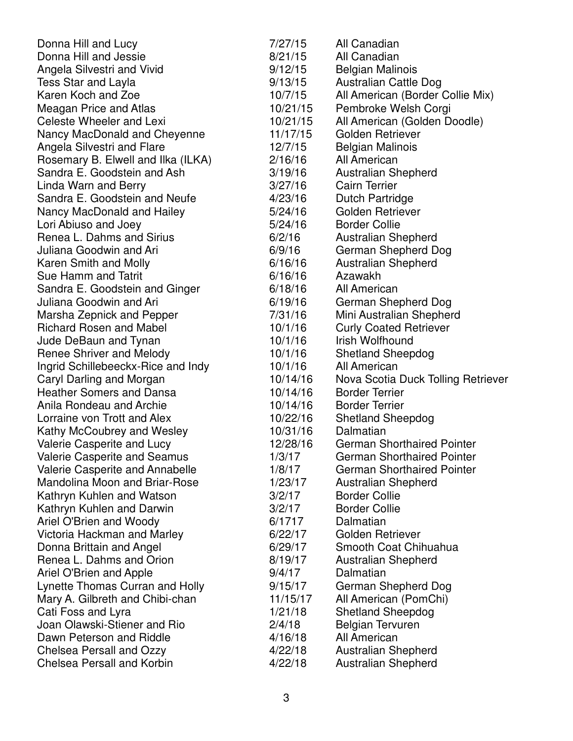| | | |
|---|---|---|
| Donna Hill and Lucy | 7/27/15 | All Canadian |
| Donna Hill and Jessie | 8/21/15 | All Canadian |
| Angela Silvestri and Vivid | 9/12/15 | Belgian Malinois |
| Tess Star and Layla | 9/13/15 | Australian Cattle Dog |
| Karen Koch and Zoe | 10/7/15 | All American (Border Collie Mix) |
| Meagan Price and Atlas | 10/21/15 | Pembroke Welsh Corgi |
| Celeste Wheeler and Lexi | 10/21/15 | All American (Golden Doodle) |
| Nancy MacDonald and Cheyenne | 11/17/15 | Golden Retriever |
| Angela Silvestri and Flare | 12/7/15 | Belgian Malinois |
| Rosemary B. Elwell and Ilka (ILKA) | 2/16/16 | All American |
| Sandra E. Goodstein and Ash | 3/19/16 | Australian Shepherd |
| Linda Warn and Berry | 3/27/16 | Cairn Terrier |
| Sandra E. Goodstein and Neufe | 4/23/16 | Dutch Partridge |
| Nancy MacDonald and Hailey | 5/24/16 | Golden Retriever |
| Lori Abiuso and Joey | 5/24/16 | Border Collie |
| Renea L. Dahms and Sirius | 6/2/16 | Australian Shepherd |
| Juliana Goodwin and Ari | 6/9/16 | German Shepherd Dog |
| Karen Smith and Molly | 6/16/16 | Australian Shepherd |
| Sue Hamm and Tatrit | 6/16/16 | Azawakh |
| Sandra E. Goodstein and Ginger | 6/18/16 | All American |
| Juliana Goodwin and Ari | 6/19/16 | German Shepherd Dog |
| Marsha Zepnick and Pepper | 7/31/16 | Mini Australian Shepherd |
| Richard Rosen and Mabel | 10/1/16 | Curly Coated Retriever |
| Jude DeBaun and Tynan | 10/1/16 | Irish Wolfhound |
| Renee Shriver and Melody | 10/1/16 | Shetland Sheepdog |
| Ingrid Schillebeeckx-Rice and Indy | 10/1/16 | All American |
| Caryl Darling and Morgan | 10/14/16 | Nova Scotia Duck Tolling Retriever |
| Heather Somers and Dansa | 10/14/16 | Border Terrier |
| Anila Rondeau and Archie | 10/14/16 | Border Terrier |
| Lorraine von Trott and Alex | 10/22/16 | Shetland Sheepdog |
| Kathy McCoubrey and Wesley | 10/31/16 | Dalmatian |
| Valerie Casperite and Lucy | 12/28/16 | German Shorthaired Pointer |
| Valerie Casperite and Seamus | 1/3/17 | German Shorthaired Pointer |
| Valerie Casperite and Annabelle | 1/8/17 | German Shorthaired Pointer |
| Mandolina Moon and Briar-Rose | 1/23/17 | Australian Shepherd |
| Kathryn Kuhlen and Watson | 3/2/17 | Border Collie |
| Kathryn Kuhlen and Darwin | 3/2/17 | Border Collie |
| Ariel O'Brien and Woody | 6/1717 | Dalmatian |
| Victoria Hackman and Marley | 6/22/17 | Golden Retriever |
| Donna Brittain and Angel | 6/29/17 | Smooth Coat Chihuahua |
| Renea L. Dahms and Orion | 8/19/17 | Australian Shepherd |
| Ariel O'Brien and Apple | 9/4/17 | Dalmatian |
| Lynette Thomas Curran and Holly | 9/15/17 | German Shepherd Dog |
| Mary A. Gilbreth and Chibi-chan | 11/15/17 | All American (PomChi) |
| Cati Foss and Lyra | 1/21/18 | Shetland Sheepdog |
| Joan Olawski-Stiener and Rio | 2/4/18 | Belgian Tervuren |
| Dawn Peterson and Riddle | 4/16/18 | All American |
| Chelsea Persall and Ozzy | 4/22/18 | Australian Shepherd |
| Chelsea Persall and Korbin | 4/22/18 | Australian Shepherd |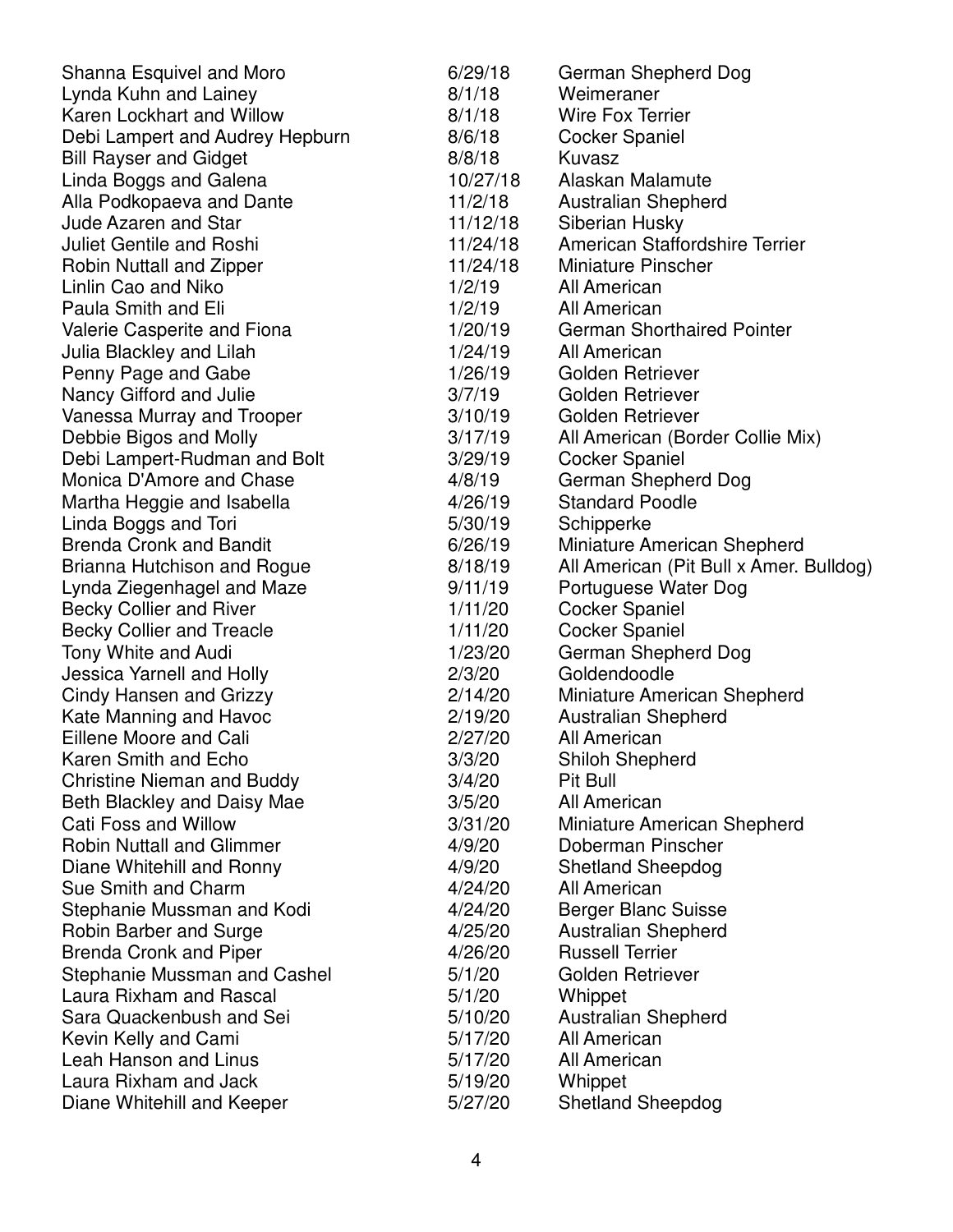| | | |
|---|---|---|
| Shanna Esquivel and Moro | 6/29/18 | German Shepherd Dog |
| Lynda Kuhn and Lainey | 8/1/18 | Weimeraner |
| Karen Lockhart and Willow | 8/1/18 | Wire Fox Terrier |
| Debi Lampert and Audrey Hepburn | 8/6/18 | Cocker Spaniel |
| Bill Rayser and Gidget | 8/8/18 | Kuvasz |
| Linda Boggs and Galena | 10/27/18 | Alaskan Malamute |
| Alla Podkopaeva and Dante | 11/2/18 | Australian Shepherd |
| Jude Azaren and Star | 11/12/18 | Siberian Husky |
| Juliet Gentile and Roshi | 11/24/18 | American Staffordshire Terrier |
| Robin Nuttall and Zipper | 11/24/18 | Miniature Pinscher |
| Linlin Cao and Niko | 1/2/19 | All American |
| Paula Smith and Eli | 1/2/19 | All American |
| Valerie Casperite and Fiona | 1/20/19 | German Shorthaired Pointer |
| Julia Blackley and Lilah | 1/24/19 | All American |
| Penny Page and Gabe | 1/26/19 | Golden Retriever |
| Nancy Gifford and Julie | 3/7/19 | Golden Retriever |
| Vanessa Murray and Trooper | 3/10/19 | Golden Retriever |
| Debbie Bigos and Molly | 3/17/19 | All American (Border Collie Mix) |
| Debi Lampert-Rudman and Bolt | 3/29/19 | Cocker Spaniel |
| Monica D'Amore and Chase | 4/8/19 | German Shepherd Dog |
| Martha Heggie and Isabella | 4/26/19 | Standard Poodle |
| Linda Boggs and Tori | 5/30/19 | Schipperke |
| Brenda Cronk and Bandit | 6/26/19 | Miniature American Shepherd |
| Brianna Hutchison and Rogue | 8/18/19 | All American (Pit Bull x Amer. Bulldog) |
| Lynda Ziegenhagel and Maze | 9/11/19 | Portuguese Water Dog |
| Becky Collier and River | 1/11/20 | Cocker Spaniel |
| Becky Collier and Treacle | 1/11/20 | Cocker Spaniel |
| Tony White and Audi | 1/23/20 | German Shepherd Dog |
| Jessica Yarnell and Holly | 2/3/20 | Goldendoodle |
| Cindy Hansen and Grizzy | 2/14/20 | Miniature American Shepherd |
| Kate Manning and Havoc | 2/19/20 | Australian Shepherd |
| Eillene Moore and Cali | 2/27/20 | All American |
| Karen Smith and Echo | 3/3/20 | Shiloh Shepherd |
| Christine Nieman and Buddy | 3/4/20 | Pit Bull |
| Beth Blackley and Daisy Mae | 3/5/20 | All American |
| Cati Foss and Willow | 3/31/20 | Miniature American Shepherd |
| Robin Nuttall and Glimmer | 4/9/20 | Doberman Pinscher |
| Diane Whitehill and Ronny | 4/9/20 | Shetland Sheepdog |
| Sue Smith and Charm | 4/24/20 | All American |
| Stephanie Mussman and Kodi | 4/24/20 | Berger Blanc Suisse |
| Robin Barber and Surge | 4/25/20 | Australian Shepherd |
| Brenda Cronk and Piper | 4/26/20 | Russell Terrier |
| Stephanie Mussman and Cashel | 5/1/20 | Golden Retriever |
| Laura Rixham and Rascal | 5/1/20 | Whippet |
| Sara Quackenbush and Sei | 5/10/20 | Australian Shepherd |
| Kevin Kelly and Cami | 5/17/20 | All American |
| Leah Hanson and Linus | 5/17/20 | All American |
| Laura Rixham and Jack | 5/19/20 | Whippet |
| Diane Whitehill and Keeper | 5/27/20 | Shetland Sheepdog |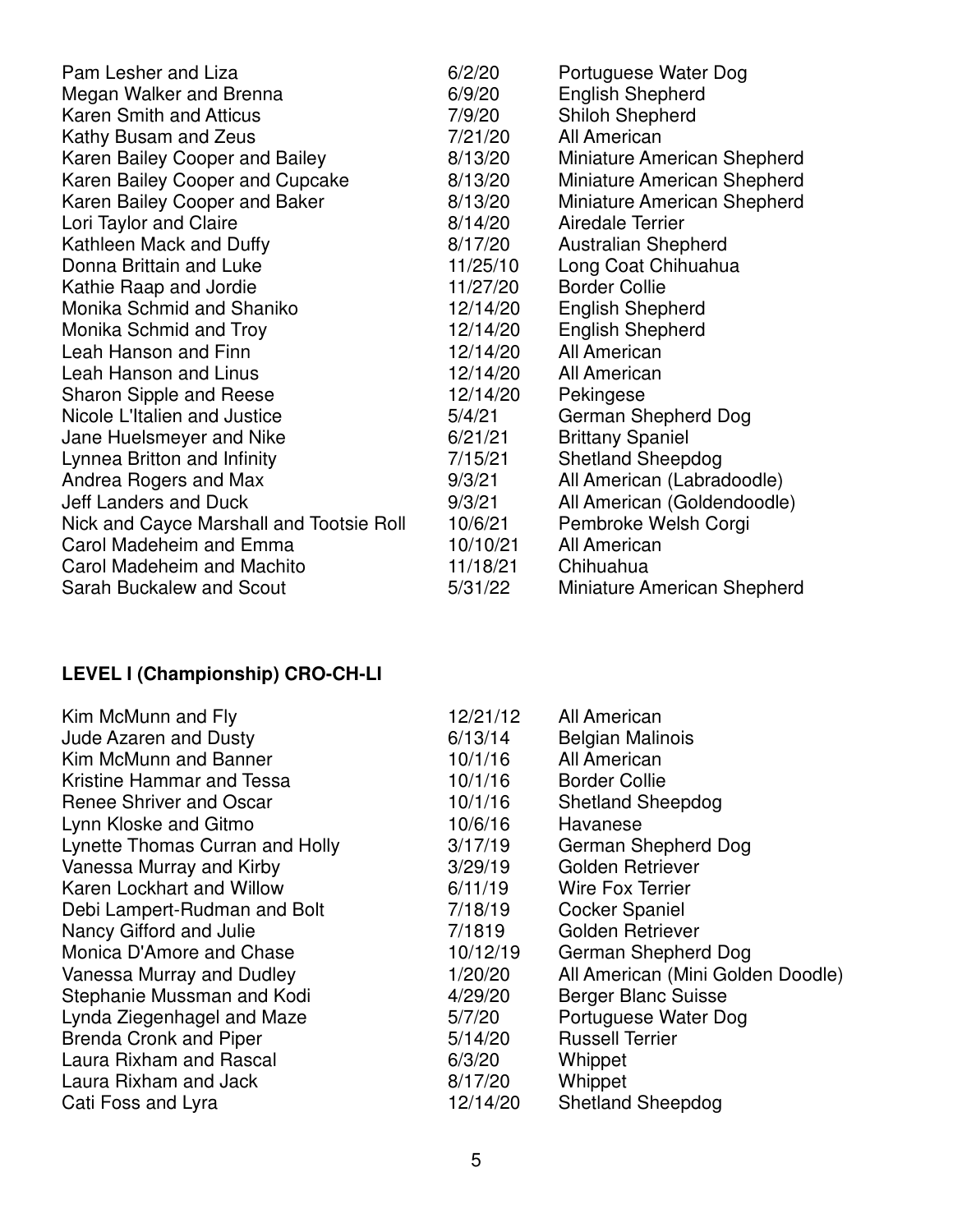| | | |
|---|---|---|
| Pam Lesher and Liza | 6/2/20 | Portuguese Water Dog |
| Megan Walker and Brenna | 6/9/20 | English Shepherd |
| Karen Smith and Atticus | 7/9/20 | Shiloh Shepherd |
| Kathy Busam and Zeus | 7/21/20 | All American |
| Karen Bailey Cooper and Bailey | 8/13/20 | Miniature American Shepherd |
| Karen Bailey Cooper and Cupcake | 8/13/20 | Miniature American Shepherd |
| Karen Bailey Cooper and Baker | 8/13/20 | Miniature American Shepherd |
| Lori Taylor and Claire | 8/14/20 | Airedale Terrier |
| Kathleen Mack and Duffy | 8/17/20 | Australian Shepherd |
| Donna Brittain and Luke | 11/25/10 | Long Coat Chihuahua |
| Kathie Raap and Jordie | 11/27/20 | Border Collie |
| Monika Schmid and Shaniko | 12/14/20 | English Shepherd |
| Monika Schmid and Troy | 12/14/20 | English Shepherd |
| Leah Hanson and Finn | 12/14/20 | All American |
| Leah Hanson and Linus | 12/14/20 | All American |
| Sharon Sipple and Reese | 12/14/20 | Pekingese |
| Nicole L'Italien and Justice | 5/4/21 | German Shepherd Dog |
| Jane Huelsmeyer and Nike | 6/21/21 | Brittany Spaniel |
| Lynnea Britton and Infinity | 7/15/21 | Shetland Sheepdog |
| Andrea Rogers and Max | 9/3/21 | All American (Labradoodle) |
| Jeff Landers and Duck | 9/3/21 | All American (Goldendoodle) |
| Nick and Cayce Marshall and Tootsie Roll | 10/6/21 | Pembroke Welsh Corgi |
| Carol Madeheim and Emma | 10/10/21 | All American |
| Carol Madeheim and Machito | 11/18/21 | Chihuahua |
| Sarah Buckalew and Scout | 5/31/22 | Miniature American Shepherd |

**LEVEL I (Championship) CRO-CH-LI**

| | | |
|---|---|---|
| Kim McMunn and Fly | 12/21/12 | All American |
| Jude Azaren and Dusty | 6/13/14 | Belgian Malinois |
| Kim McMunn and Banner | 10/1/16 | All American |
| Kristine Hammar and Tessa | 10/1/16 | Border Collie |
| Renee Shriver and Oscar | 10/1/16 | Shetland Sheepdog |
| Lynn Kloske and Gitmo | 10/6/16 | Havanese |
| Lynette Thomas Curran and Holly | 3/17/19 | German Shepherd Dog |
| Vanessa Murray and Kirby | 3/29/19 | Golden Retriever |
| Karen Lockhart and Willow | 6/11/19 | Wire Fox Terrier |
| Debi Lampert-Rudman and Bolt | 7/18/19 | Cocker Spaniel |
| Nancy Gifford and Julie | 7/1819 | Golden Retriever |
| Monica D'Amore and Chase | 10/12/19 | German Shepherd Dog |
| Vanessa Murray and Dudley | 1/20/20 | All American (Mini Golden Doodle) |
| Stephanie Mussman and Kodi | 4/29/20 | Berger Blanc Suisse |
| Lynda Ziegenhagel and Maze | 5/7/20 | Portuguese Water Dog |
| Brenda Cronk and Piper | 5/14/20 | Russell Terrier |
| Laura Rixham and Rascal | 6/3/20 | Whippet |
| Laura Rixham and Jack | 8/17/20 | Whippet |
| Cati Foss and Lyra | 12/14/20 | Shetland Sheepdog |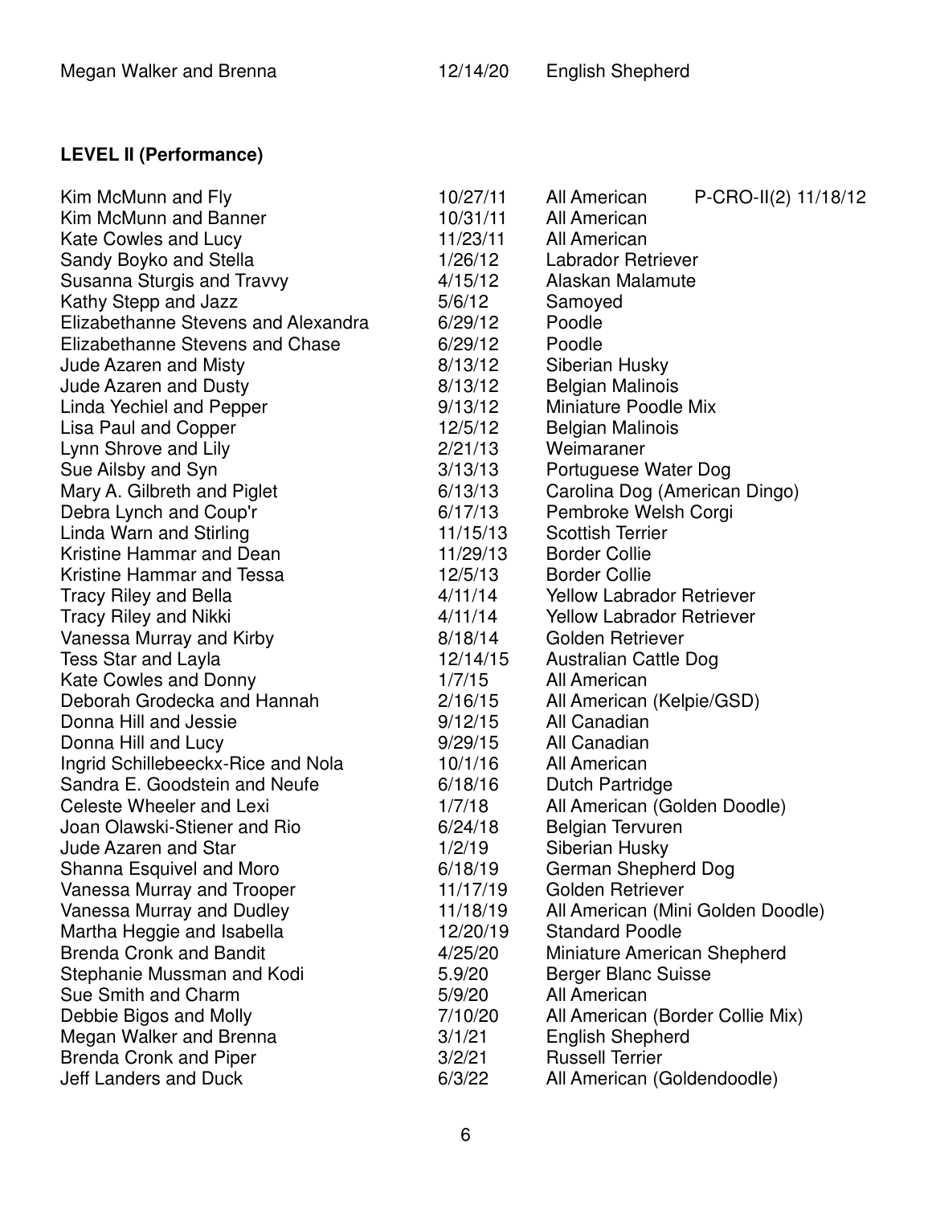| | | | |
|---|---|---|---|
| Megan Walker and Brenna | 12/14/20 | English Shepherd | |

**LEVEL II (Performance)**

| | | | |
|---|---|---|---|
| Kim McMunn and Fly | 10/27/11 | All American | P-CRO-II(2) 11/18/12 |
| Kim McMunn and Banner | 10/31/11 | All American | |
| Kate Cowles and Lucy | 11/23/11 | All American | |
| Sandy Boyko and Stella | 1/26/12 | Labrador Retriever | |
| Susanna Sturgis and Travvy | 4/15/12 | Alaskan Malamute | |
| Kathy Stepp and Jazz | 5/6/12 | Samoyed | |
| Elizabethanne Stevens and Alexandra | 6/29/12 | Poodle | |
| Elizabethanne Stevens and Chase | 6/29/12 | Poodle | |
| Jude Azaren and Misty | 8/13/12 | Siberian Husky | |
| Jude Azaren and Dusty | 8/13/12 | Belgian Malinois | |
| Linda Yechiel and Pepper | 9/13/12 | Miniature Poodle Mix | |
| Lisa Paul and Copper | 12/5/12 | Belgian Malinois | |
| Lynn Shrove and Lily | 2/21/13 | Weimaraner | |
| Sue Ailsby and Syn | 3/13/13 | Portuguese Water Dog | |
| Mary A. Gilbreth and Piglet | 6/13/13 | Carolina Dog (American Dingo) | |
| Debra Lynch and Coup'r | 6/17/13 | Pembroke Welsh Corgi | |
| Linda Warn and Stirling | 11/15/13 | Scottish Terrier | |
| Kristine Hammar and Dean | 11/29/13 | Border Collie | |
| Kristine Hammar and Tessa | 12/5/13 | Border Collie | |
| Tracy Riley and Bella | 4/11/14 | Yellow Labrador Retriever | |
| Tracy Riley and Nikki | 4/11/14 | Yellow Labrador Retriever | |
| Vanessa Murray and Kirby | 8/18/14 | Golden Retriever | |
| Tess Star and Layla | 12/14/15 | Australian Cattle Dog | |
| Kate Cowles and Donny | 1/7/15 | All American | |
| Deborah Grodecka and Hannah | 2/16/15 | All American (Kelpie/GSD) | |
| Donna Hill and Jessie | 9/12/15 | All Canadian | |
| Donna Hill and Lucy | 9/29/15 | All Canadian | |
| Ingrid Schillebeeckx-Rice and Nola | 10/1/16 | All American | |
| Sandra E. Goodstein and Neufe | 6/18/16 | Dutch Partridge | |
| Celeste Wheeler and Lexi | 1/7/18 | All American (Golden Doodle) | |
| Joan Olawski-Stiener and Rio | 6/24/18 | Belgian Tervuren | |
| Jude Azaren and Star | 1/2/19 | Siberian Husky | |
| Shanna Esquivel and Moro | 6/18/19 | German Shepherd Dog | |
| Vanessa Murray and Trooper | 11/17/19 | Golden Retriever | |
| Vanessa Murray and Dudley | 11/18/19 | All American (Mini Golden Doodle) | |
| Martha Heggie and Isabella | 12/20/19 | Standard Poodle | |
| Brenda Cronk and Bandit | 4/25/20 | Miniature American Shepherd | |
| Stephanie Mussman and Kodi | 5.9/20 | Berger Blanc Suisse | |
| Sue Smith and Charm | 5/9/20 | All American | |
| Debbie Bigos and Molly | 7/10/20 | All American (Border Collie Mix) | |
| Megan Walker and Brenna | 3/1/21 | English Shepherd | |
| Brenda Cronk and Piper | 3/2/21 | Russell Terrier | |
| Jeff Landers and Duck | 6/3/22 | All American (Goldendoodle) | |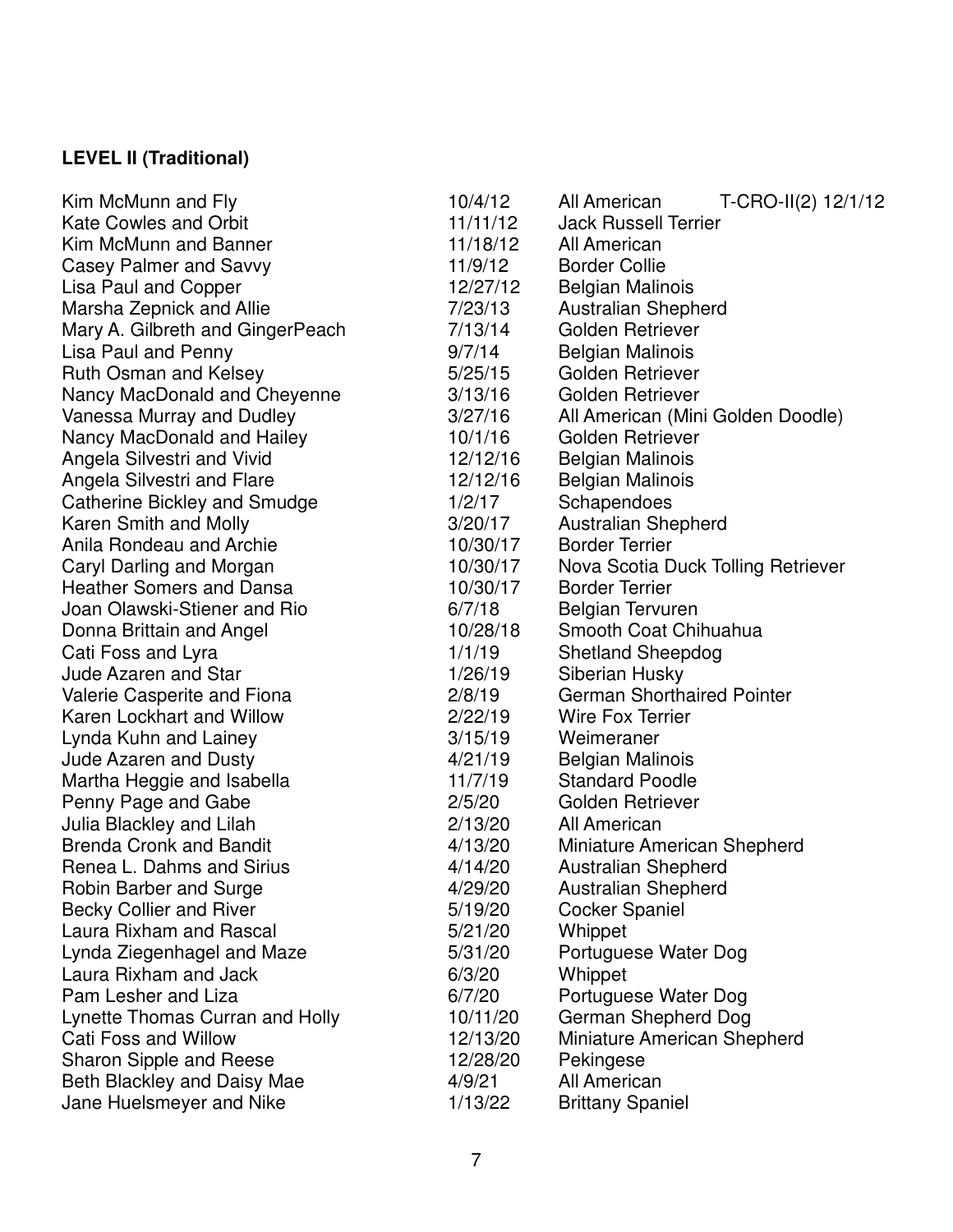**LEVEL II (Traditional)**

| | | |
|---|---|---|
| Kim McMunn and Fly | 10/4/12 | All American T-CRO-II(2) 12/1/12 |
| Kate Cowles and Orbit | 11/11/12 | Jack Russell Terrier |
| Kim McMunn and Banner | 11/18/12 | All American |
| Casey Palmer and Savvy | 11/9/12 | Border Collie |
| Lisa Paul and Copper | 12/27/12 | Belgian Malinois |
| Marsha Zepnick and Allie | 7/23/13 | Australian Shepherd |
| Mary A. Gilbreth and GingerPeach | 7/13/14 | Golden Retriever |
| Lisa Paul and Penny | 9/7/14 | Belgian Malinois |
| Ruth Osman and Kelsey | 5/25/15 | Golden Retriever |
| Nancy MacDonald and Cheyenne | 3/13/16 | Golden Retriever |
| Vanessa Murray and Dudley | 3/27/16 | All American (Mini Golden Doodle) |
| Nancy MacDonald and Hailey | 10/1/16 | Golden Retriever |
| Angela Silvestri and Vivid | 12/12/16 | Belgian Malinois |
| Angela Silvestri and Flare | 12/12/16 | Belgian Malinois |
| Catherine Bickley and Smudge | 1/2/17 | Schapendoes |
| Karen Smith and Molly | 3/20/17 | Australian Shepherd |
| Anila Rondeau and Archie | 10/30/17 | Border Terrier |
| Caryl Darling and Morgan | 10/30/17 | Nova Scotia Duck Tolling Retriever |
| Heather Somers and Dansa | 10/30/17 | Border Terrier |
| Joan Olawski-Stiener and Rio | 6/7/18 | Belgian Tervuren |
| Donna Brittain and Angel | 10/28/18 | Smooth Coat Chihuahua |
| Cati Foss and Lyra | 1/1/19 | Shetland Sheepdog |
| Jude Azaren and Star | 1/26/19 | Siberian Husky |
| Valerie Casperite and Fiona | 2/8/19 | German Shorthaired Pointer |
| Karen Lockhart and Willow | 2/22/19 | Wire Fox Terrier |
| Lynda Kuhn and Lainey | 3/15/19 | Weimeraner |
| Jude Azaren and Dusty | 4/21/19 | Belgian Malinois |
| Martha Heggie and Isabella | 11/7/19 | Standard Poodle |
| Penny Page and Gabe | 2/5/20 | Golden Retriever |
| Julia Blackley and Lilah | 2/13/20 | All American |
| Brenda Cronk and Bandit | 4/13/20 | Miniature American Shepherd |
| Renea L. Dahms and Sirius | 4/14/20 | Australian Shepherd |
| Robin Barber and Surge | 4/29/20 | Australian Shepherd |
| Becky Collier and River | 5/19/20 | Cocker Spaniel |
| Laura Rixham and Rascal | 5/21/20 | Whippet |
| Lynda Ziegenhagel and Maze | 5/31/20 | Portuguese Water Dog |
| Laura Rixham and Jack | 6/3/20 | Whippet |
| Pam Lesher and Liza | 6/7/20 | Portuguese Water Dog |
| Lynette Thomas Curran and Holly | 10/11/20 | German Shepherd Dog |
| Cati Foss and Willow | 12/13/20 | Miniature American Shepherd |
| Sharon Sipple and Reese | 12/28/20 | Pekingese |
| Beth Blackley and Daisy Mae | 4/9/21 | All American |
| Jane Huelsmeyer and Nike | 1/13/22 | Brittany Spaniel |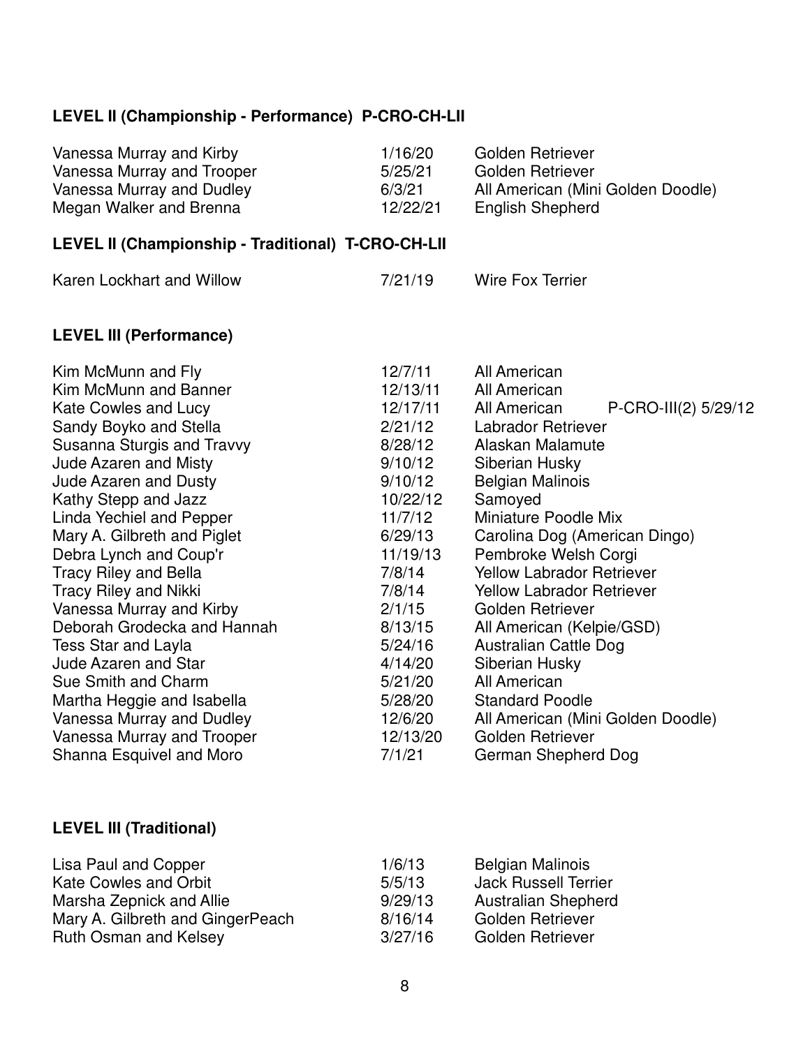## LEVEL II (Championship - Performance) P-CRO-CH-LII

| | | |
|---|---|---|
| Vanessa Murray and Kirby | 1/16/20 | Golden Retriever |
| Vanessa Murray and Trooper | 5/25/21 | Golden Retriever |
| Vanessa Murray and Dudley | 6/3/21 | All American (Mini Golden Doodle) |
| Megan Walker and Brenna | 12/22/21 | English Shepherd |

## LEVEL II (Championship - Traditional) T-CRO-CH-LII

| | | |
|---|---|---|
| Karen Lockhart and Willow | 7/21/19 | Wire Fox Terrier |

## LEVEL III (Performance)

| | | | |
|---|---|---|---|
| Kim McMunn and Fly | 12/7/11 | All American | |
| Kim McMunn and Banner | 12/13/11 | All American | |
| Kate Cowles and Lucy | 12/17/11 | All American | P-CRO-III(2) 5/29/12 |
| Sandy Boyko and Stella | 2/21/12 | Labrador Retriever | |
| Susanna Sturgis and Travvy | 8/28/12 | Alaskan Malamute | |
| Jude Azaren and Misty | 9/10/12 | Siberian Husky | |
| Jude Azaren and Dusty | 9/10/12 | Belgian Malinois | |
| Kathy Stepp and Jazz | 10/22/12 | Samoyed | |
| Linda Yechiel and Pepper | 11/7/12 | Miniature Poodle Mix | |
| Mary A. Gilbreth and Piglet | 6/29/13 | Carolina Dog (American Dingo) | |
| Debra Lynch and Coup'r | 11/19/13 | Pembroke Welsh Corgi | |
| Tracy Riley and Bella | 7/8/14 | Yellow Labrador Retriever | |
| Tracy Riley and Nikki | 7/8/14 | Yellow Labrador Retriever | |
| Vanessa Murray and Kirby | 2/1/15 | Golden Retriever | |
| Deborah Grodecka and Hannah | 8/13/15 | All American (Kelpie/GSD) | |
| Tess Star and Layla | 5/24/16 | Australian Cattle Dog | |
| Jude Azaren and Star | 4/14/20 | Siberian Husky | |
| Sue Smith and Charm | 5/21/20 | All American | |
| Martha Heggie and Isabella | 5/28/20 | Standard Poodle | |
| Vanessa Murray and Dudley | 12/6/20 | All American (Mini Golden Doodle) | |
| Vanessa Murray and Trooper | 12/13/20 | Golden Retriever | |
| Shanna Esquivel and Moro | 7/1/21 | German Shepherd Dog | |

## LEVEL III (Traditional)

| | | |
|---|---|---|
| Lisa Paul and Copper | 1/6/13 | Belgian Malinois |
| Kate Cowles and Orbit | 5/5/13 | Jack Russell Terrier |
| Marsha Zepnick and Allie | 9/29/13 | Australian Shepherd |
| Mary A. Gilbreth and GingerPeach | 8/16/14 | Golden Retriever |
| Ruth Osman and Kelsey | 3/27/16 | Golden Retriever |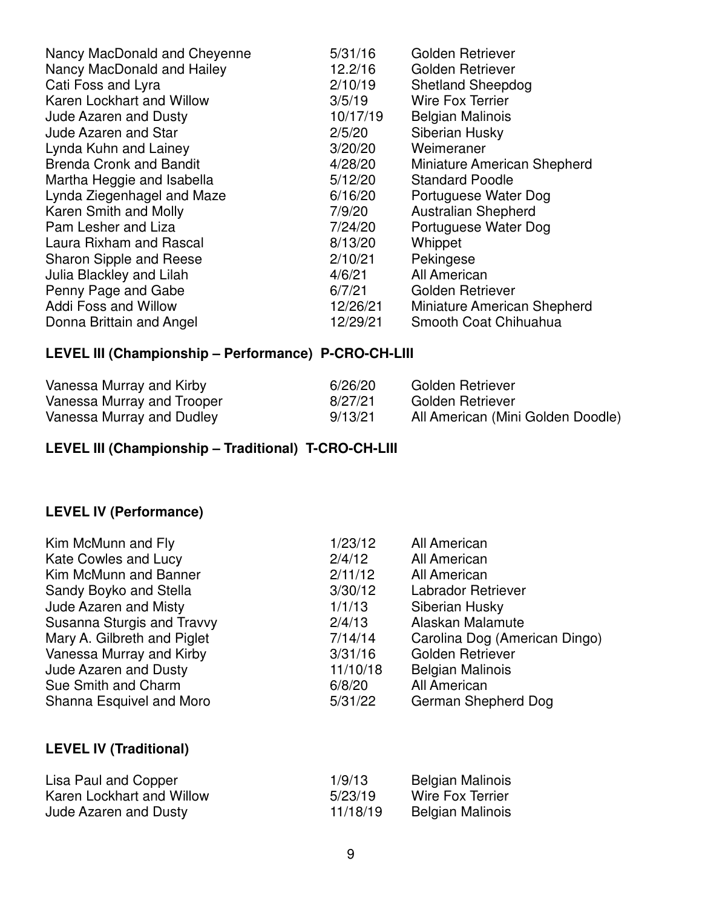| | | |
|---|---|---|
| Nancy MacDonald and Cheyenne | 5/31/16 | Golden Retriever |
| Nancy MacDonald and Hailey | 12.2/16 | Golden Retriever |
| Cati Foss and Lyra | 2/10/19 | Shetland Sheepdog |
| Karen Lockhart and Willow | 3/5/19 | Wire Fox Terrier |
| Jude Azaren and Dusty | 10/17/19 | Belgian Malinois |
| Jude Azaren and Star | 2/5/20 | Siberian Husky |
| Lynda Kuhn and Lainey | 3/20/20 | Weimeraner |
| Brenda Cronk and Bandit | 4/28/20 | Miniature American Shepherd |
| Martha Heggie and Isabella | 5/12/20 | Standard Poodle |
| Lynda Ziegenhagel and Maze | 6/16/20 | Portuguese Water Dog |
| Karen Smith and Molly | 7/9/20 | Australian Shepherd |
| Pam Lesher and Liza | 7/24/20 | Portuguese Water Dog |
| Laura Rixham and Rascal | 8/13/20 | Whippet |
| Sharon Sipple and Reese | 2/10/21 | Pekingese |
| Julia Blackley and Lilah | 4/6/21 | All American |
| Penny Page and Gabe | 6/7/21 | Golden Retriever |
| Addi Foss and Willow | 12/26/21 | Miniature American Shepherd |
| Donna Brittain and Angel | 12/29/21 | Smooth Coat Chihuahua |

**LEVEL III (Championship – Performance) P-CRO-CH-LIII**

| | | |
|---|---|---|
| Vanessa Murray and Kirby | 6/26/20 | Golden Retriever |
| Vanessa Murray and Trooper | 8/27/21 | Golden Retriever |
| Vanessa Murray and Dudley | 9/13/21 | All American (Mini Golden Doodle) |

**LEVEL III (Championship – Traditional) T-CRO-CH-LIII**

**LEVEL IV (Performance)**

| | | |
|---|---|---|
| Kim McMunn and Fly | 1/23/12 | All American |
| Kate Cowles and Lucy | 2/4/12 | All American |
| Kim McMunn and Banner | 2/11/12 | All American |
| Sandy Boyko and Stella | 3/30/12 | Labrador Retriever |
| Jude Azaren and Misty | 1/1/13 | Siberian Husky |
| Susanna Sturgis and Travvy | 2/4/13 | Alaskan Malamute |
| Mary A. Gilbreth and Piglet | 7/14/14 | Carolina Dog (American Dingo) |
| Vanessa Murray and Kirby | 3/31/16 | Golden Retriever |
| Jude Azaren and Dusty | 11/10/18 | Belgian Malinois |
| Sue Smith and Charm | 6/8/20 | All American |
| Shanna Esquivel and Moro | 5/31/22 | German Shepherd Dog |

**LEVEL IV (Traditional)**

| | | |
|---|---|---|
| Lisa Paul and Copper | 1/9/13 | Belgian Malinois |
| Karen Lockhart and Willow | 5/23/19 | Wire Fox Terrier |
| Jude Azaren and Dusty | 11/18/19 | Belgian Malinois |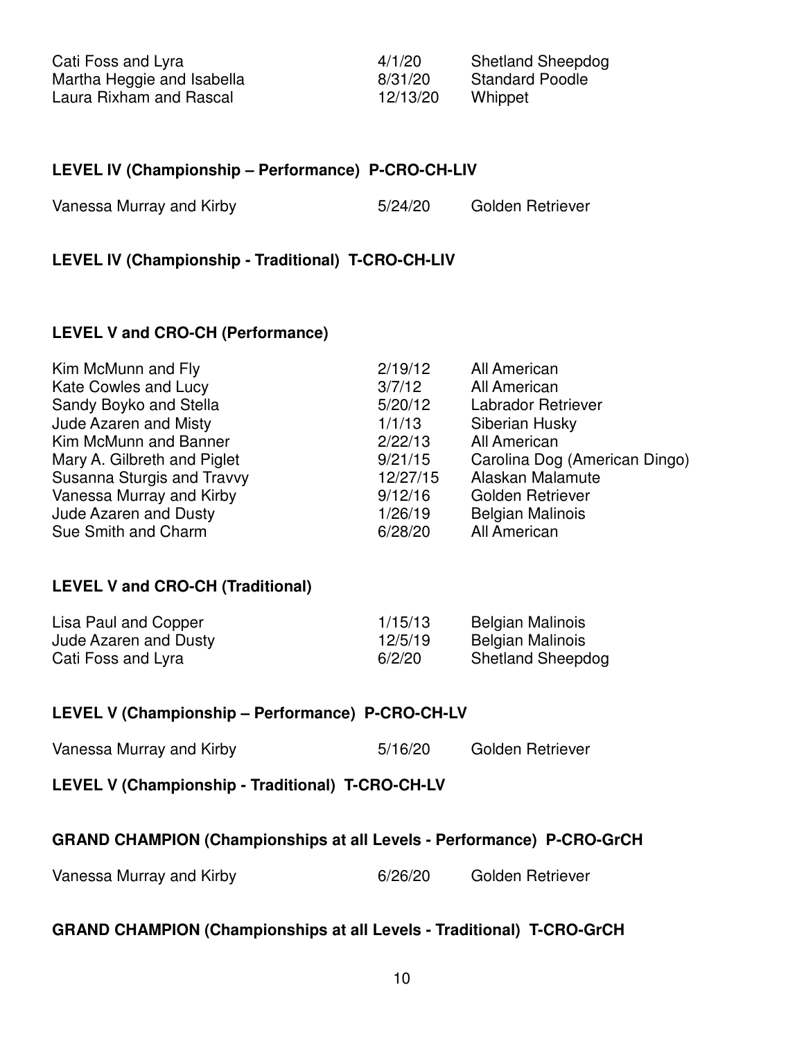| | | |
|---|---|---|
| Cati Foss and Lyra | 4/1/20 | Shetland Sheepdog |
| Martha Heggie and Isabella | 8/31/20 | Standard Poodle |
| Laura Rixham and Rascal | 12/13/20 | Whippet |

## LEVEL IV (Championship – Performance) P-CRO-CH-LIV

| | | |
|---|---|---|
| Vanessa Murray and Kirby | 5/24/20 | Golden Retriever |

## LEVEL IV (Championship - Traditional) T-CRO-CH-LIV

## LEVEL V and CRO-CH (Performance)

| | | |
|---|---|---|
| Kim McMunn and Fly | 2/19/12 | All American |
| Kate Cowles and Lucy | 3/7/12 | All American |
| Sandy Boyko and Stella | 5/20/12 | Labrador Retriever |
| Jude Azaren and Misty | 1/1/13 | Siberian Husky |
| Kim McMunn and Banner | 2/22/13 | All American |
| Mary A. Gilbreth and Piglet | 9/21/15 | Carolina Dog (American Dingo) |
| Susanna Sturgis and Travvy | 12/27/15 | Alaskan Malamute |
| Vanessa Murray and Kirby | 9/12/16 | Golden Retriever |
| Jude Azaren and Dusty | 1/26/19 | Belgian Malinois |
| Sue Smith and Charm | 6/28/20 | All American |

## LEVEL V and CRO-CH (Traditional)

| | | |
|---|---|---|
| Lisa Paul and Copper | 1/15/13 | Belgian Malinois |
| Jude Azaren and Dusty | 12/5/19 | Belgian Malinois |
| Cati Foss and Lyra | 6/2/20 | Shetland Sheepdog |

## LEVEL V (Championship – Performance) P-CRO-CH-LV

| | | |
|---|---|---|
| Vanessa Murray and Kirby | 5/16/20 | Golden Retriever |

## LEVEL V (Championship - Traditional) T-CRO-CH-LV

## GRAND CHAMPION (Championships at all Levels - Performance) P-CRO-GrCH

| | | |
|---|---|---|
| Vanessa Murray and Kirby | 6/26/20 | Golden Retriever |

## GRAND CHAMPION (Championships at all Levels - Traditional) T-CRO-GrCH